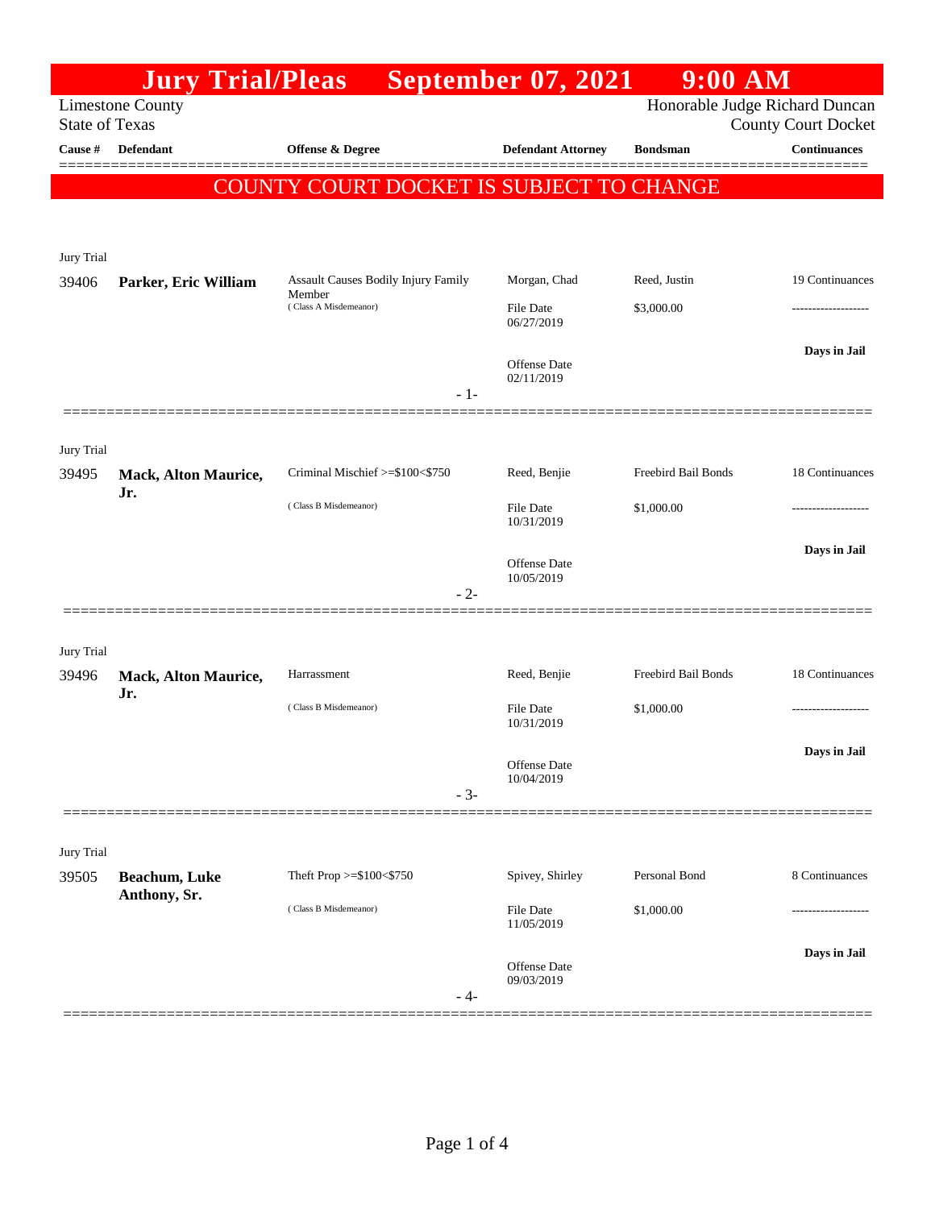# Jury Trial/Pleas September 07, 2021 9:00 AM

Limestone County
State of Texas

Honorable Judge Richard Duncan
County Court Docket

**COUNTY COURT DOCKET IS SUBJECT TO CHANGE**

| Cause # | Defendant | Offense & Degree | Defendant Attorney | Bondsman | Continuances |
|---|---|---|---|---|---|
| Jury Trial | | | | | |
| 39406 | **Parker, Eric William** | Assault Causes Bodily Injury Family Member (Class A Misdemeanor) | Morgan, Chad<br>File Date 06/27/2019<br>Offense Date 02/11/2019 | Reed, Justin<br>$3,000.00 | 19 Continuances<br>-------------------<br>**Days in Jail** |
| - 1- | | | | | |
| Jury Trial | | | | | |
| 39495 | **Mack, Alton Maurice, Jr.** | Criminal Mischief >=$100<$750 (Class B Misdemeanor) | Reed, Benjie<br>File Date 10/31/2019<br>Offense Date 10/05/2019 | Freebird Bail Bonds<br>$1,000.00 | 18 Continuances<br>-------------------<br>**Days in Jail** |
| - 2- | | | | | |
| Jury Trial | | | | | |
| 39496 | **Mack, Alton Maurice, Jr.** | Harrassment (Class B Misdemeanor) | Reed, Benjie<br>File Date 10/31/2019<br>Offense Date 10/04/2019 | Freebird Bail Bonds<br>$1,000.00 | 18 Continuances<br>-------------------<br>**Days in Jail** |
| - 3- | | | | | |
| Jury Trial | | | | | |
| 39505 | **Beachum, Luke Anthony, Sr.** | Theft Prop >=$100<$750 (Class B Misdemeanor) | Spivey, Shirley<br>File Date 11/05/2019<br>Offense Date 09/03/2019 | Personal Bond<br>$1,000.00 | 8 Continuances<br>-------------------<br>**Days in Jail** |
| - 4- | | | | | |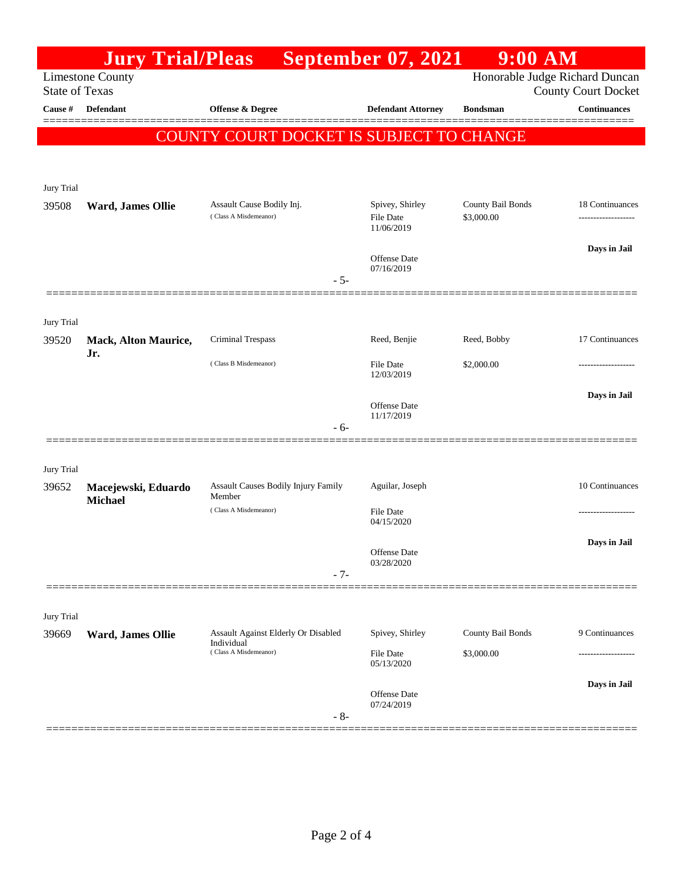# Jury Trial/Pleas September 07, 2021 9:00 AM

Limestone County
State of Texas

Honorable Judge Richard Duncan
County Court Docket

**COUNTY COURT DOCKET IS SUBJECT TO CHANGE**

| Cause # | Defendant | Offense & Degree | Defendant Attorney | Bondsman | Continuances |
|---|---|---|---|---|---|
| **Jury Trial** | | | | | |
| 39508 | **Ward, James Ollie** | Assault Cause Bodily Inj. (Class A Misdemeanor) | Spivey, Shirley<br>File Date 11/06/2019<br>Offense Date 07/16/2019 | County Bail Bonds<br>$3,000.00 | 18 Continuances<br>-------------------<br>**Days in Jail** |
| | | - 5- | | | |
| **Jury Trial** | | | | | |
| 39520 | **Mack, Alton Maurice, Jr.** | Criminal Trespass (Class B Misdemeanor) | Reed, Benjie<br>File Date 12/03/2019<br>Offense Date 11/17/2019 | Reed, Bobby<br>$2,000.00 | 17 Continuances<br>-------------------<br>**Days in Jail** |
| | | - 6- | | | |
| **Jury Trial** | | | | | |
| 39652 | **Macejewski, Eduardo Michael** | Assault Causes Bodily Injury Family Member (Class A Misdemeanor) | Aguilar, Joseph<br>File Date 04/15/2020<br>Offense Date 03/28/2020 | | 10 Continuances<br>-------------------<br>**Days in Jail** |
| | | - 7- | | | |
| **Jury Trial** | | | | | |
| 39669 | **Ward, James Ollie** | Assault Against Elderly Or Disabled Individual (Class A Misdemeanor) | Spivey, Shirley<br>File Date 05/13/2020<br>Offense Date 07/24/2019 | County Bail Bonds<br>$3,000.00 | 9 Continuances<br>-------------------<br>**Days in Jail** |
| | | - 8- | | | |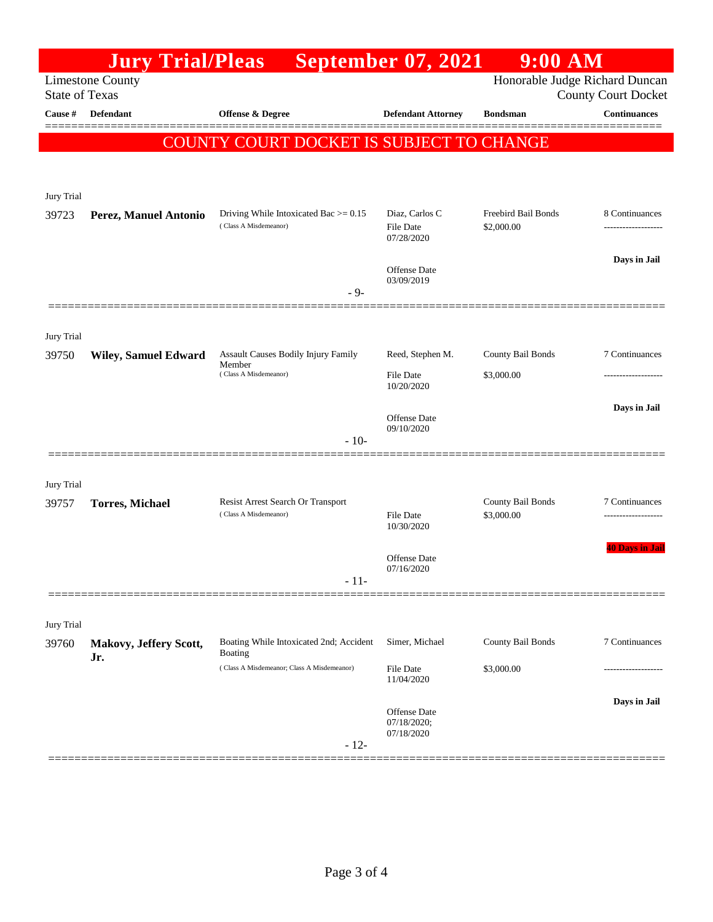# Jury Trial/Pleas September 07, 2021 9:00 AM

Limestone County
State of Texas

Honorable Judge Richard Duncan
County Court Docket

**COUNTY COURT DOCKET IS SUBJECT TO CHANGE**

| Cause # | Defendant | Offense & Degree | Defendant Attorney | Bondsman | Continuances |
|---|---|---|---|---|---|
| Jury Trial | | | | | |
| 39723 | **Perez, Manuel Antonio** | Driving While Intoxicated Bac >= 0.15 (Class A Misdemeanor) | Diaz, Carlos C<br>File Date 07/28/2020<br>Offense Date 03/09/2019 | Freebird Bail Bonds<br>$2,000.00 | 8 Continuances<br>**Days in Jail** |
| | | - 9- | | | |
| Jury Trial | | | | | |
| 39750 | **Wiley, Samuel Edward** | Assault Causes Bodily Injury Family Member (Class A Misdemeanor) | Reed, Stephen M.<br>File Date 10/20/2020<br>Offense Date 09/10/2020 | County Bail Bonds<br>$3,000.00 | 7 Continuances<br>**Days in Jail** |
| | | - 10- | | | |
| Jury Trial | | | | | |
| 39757 | **Torres, Michael** | Resist Arrest Search Or Transport (Class A Misdemeanor) | File Date 10/30/2020<br>Offense Date 07/16/2020 | County Bail Bonds<br>$3,000.00 | 7 Continuances<br>**40 Days in Jail** |
| | | - 11- | | | |
| Jury Trial | | | | | |
| 39760 | **Makovy, Jeffery Scott, Jr.** | Boating While Intoxicated 2nd; Accident Boating (Class A Misdemeanor; Class A Misdemeanor) | Simer, Michael<br>File Date 11/04/2020<br>Offense Date 07/18/2020; 07/18/2020 | County Bail Bonds<br>$3,000.00 | 7 Continuances<br>**Days in Jail** |
| | | - 12- | | | |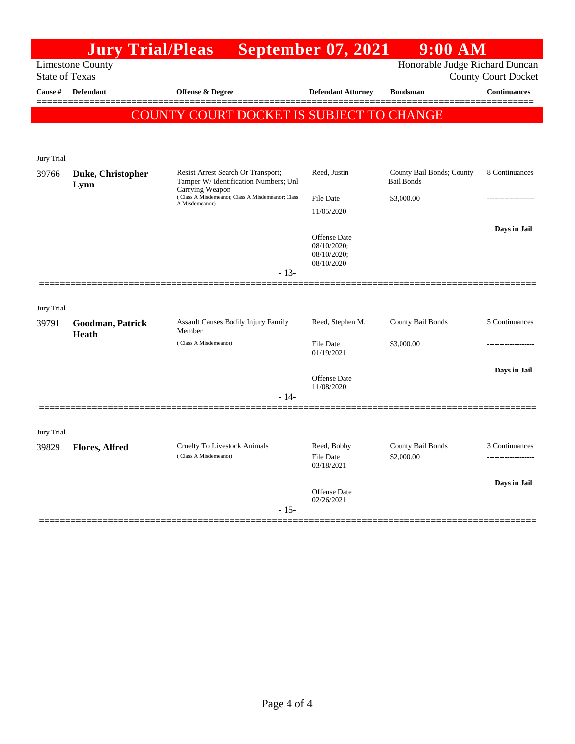# Jury Trial/Pleas September 07, 2021 9:00 AM

Limestone County
State of Texas

Honorable Judge Richard Duncan
County Court Docket

| Cause # | Defendant | Offense & Degree | Defendant Attorney | Bondsman | Continuances |
|---|---|---|---|---|---|

**COUNTY COURT DOCKET IS SUBJECT TO CHANGE**

Jury Trial

| Cause # | Defendant | Offense & Degree | Defendant Attorney | Bondsman | Continuances |
|---|---|---|---|---|---|
| 39766 | **Duke, Christopher Lynn** | Resist Arrest Search Or Transport; Tamper W/ Identification Numbers; Unl Carrying Weapon (Class A Misdemeanor; Class A Misdemeanor; Class A Misdemeanor) | Reed, Justin | County Bail Bonds; County Bail Bonds | 8 Continuances |
| | | | File Date 11/05/2020 | $3,000.00 | ------------------- |
| | | | Offense Date 08/10/2020; 08/10/2020; 08/10/2020 | | **Days in Jail** |

- 13-

Jury Trial

| Cause # | Defendant | Offense & Degree | Defendant Attorney | Bondsman | Continuances |
|---|---|---|---|---|---|
| 39791 | **Goodman, Patrick Heath** | Assault Causes Bodily Injury Family Member (Class A Misdemeanor) | Reed, Stephen M. | County Bail Bonds | 5 Continuances |
| | | | File Date 01/19/2021 | $3,000.00 | ------------------- |
| | | | Offense Date 11/08/2020 | | **Days in Jail** |

- 14-

Jury Trial

| Cause # | Defendant | Offense & Degree | Defendant Attorney | Bondsman | Continuances |
|---|---|---|---|---|---|
| 39829 | **Flores, Alfred** | Cruelty To Livestock Animals (Class A Misdemeanor) | Reed, Bobby | County Bail Bonds | 3 Continuances |
| | | | File Date 03/18/2021 | $2,000.00 | ------------------- |
| | | | Offense Date 02/26/2021 | | **Days in Jail** |

- 15-